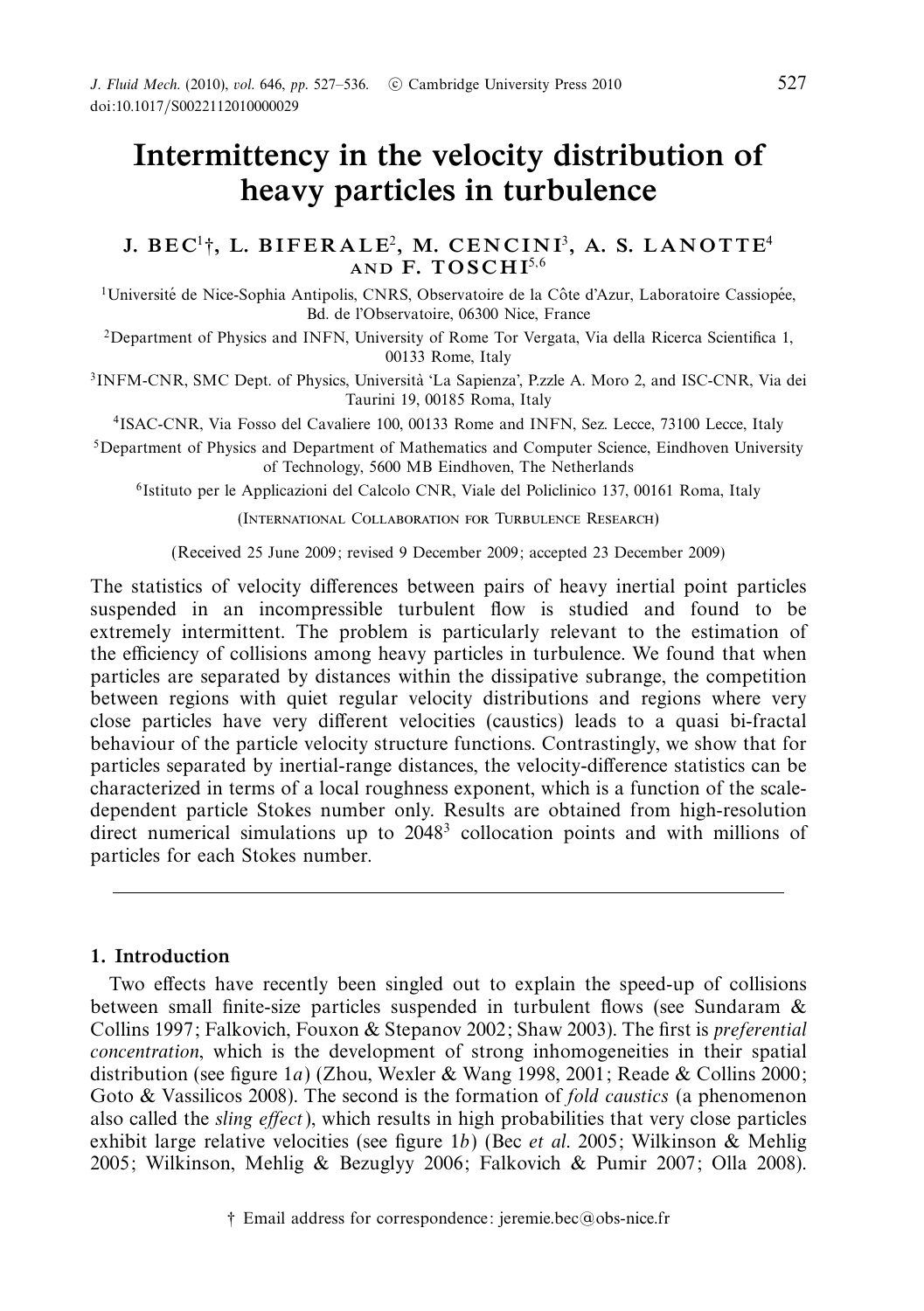# Intermittency in the velocity distribution of heavy particles in turbulence

**J. BEC[1]†, L. BIFERALE[2], M. CENCINI[3], A. S. LANOTTE[4] AND F. TOSCHI[5,6]**

[1]Université de Nice-Sophia Antipolis, CNRS, Observatoire de la Côte d'Azur, Laboratoire Cassiopée, Bd. de l'Observatoire, 06300 Nice, France

[2]Department of Physics and INFN, University of Rome Tor Vergata, Via della Ricerca Scientifica 1, 00133 Rome, Italy

[3]INFM-CNR, SMC Dept. of Physics, Università 'La Sapienza', P.zzle A. Moro 2, and ISC-CNR, Via dei Taurini 19, 00185 Roma, Italy

[4]ISAC-CNR, Via Fosso del Cavaliere 100, 00133 Rome and INFN, Sez. Lecce, 73100 Lecce, Italy

[5]Department of Physics and Department of Mathematics and Computer Science, Eindhoven University of Technology, 5600 MB Eindhoven, The Netherlands

[6]Istituto per le Applicazioni del Calcolo CNR, Viale del Policlinico 137, 00161 Roma, Italy

(International Collaboration for Turbulence Research)

(Received 25 June 2009; revised 9 December 2009; accepted 23 December 2009)

The statistics of velocity differences between pairs of heavy inertial point particles suspended in an incompressible turbulent flow is studied and found to be extremely intermittent. The problem is particularly relevant to the estimation of the efficiency of collisions among heavy particles in turbulence. We found that when particles are separated by distances within the dissipative subrange, the competition between regions with quiet regular velocity distributions and regions where very close particles have very different velocities (caustics) leads to a quasi bi-fractal behaviour of the particle velocity structure functions. Contrastingly, we show that for particles separated by inertial-range distances, the velocity-difference statistics can be characterized in terms of a local roughness exponent, which is a function of the scale-dependent particle Stokes number only. Results are obtained from high-resolution direct numerical simulations up to $2048^3$ collocation points and with millions of particles for each Stokes number.

## 1. Introduction

Two effects have recently been singled out to explain the speed-up of collisions between small finite-size particles suspended in turbulent flows (see Sundaram & Collins 1997; Falkovich, Fouxon & Stepanov 2002; Shaw 2003). The first is *preferential concentration*, which is the development of strong inhomogeneities in their spatial distribution (see figure 1*a*) (Zhou, Wexler & Wang 1998, 2001; Reade & Collins 2000; Goto & Vassilicos 2008). The second is the formation of *fold caustics* (a phenomenon also called the *sling effect*), which results in high probabilities that very close particles exhibit large relative velocities (see figure 1*b*) (Bec *et al.* 2005; Wilkinson & Mehlig 2005; Wilkinson, Mehlig & Bezuglyy 2006; Falkovich & Pumir 2007; Olla 2008).

† Email address for correspondence: jeremie.bec@obs-nice.fr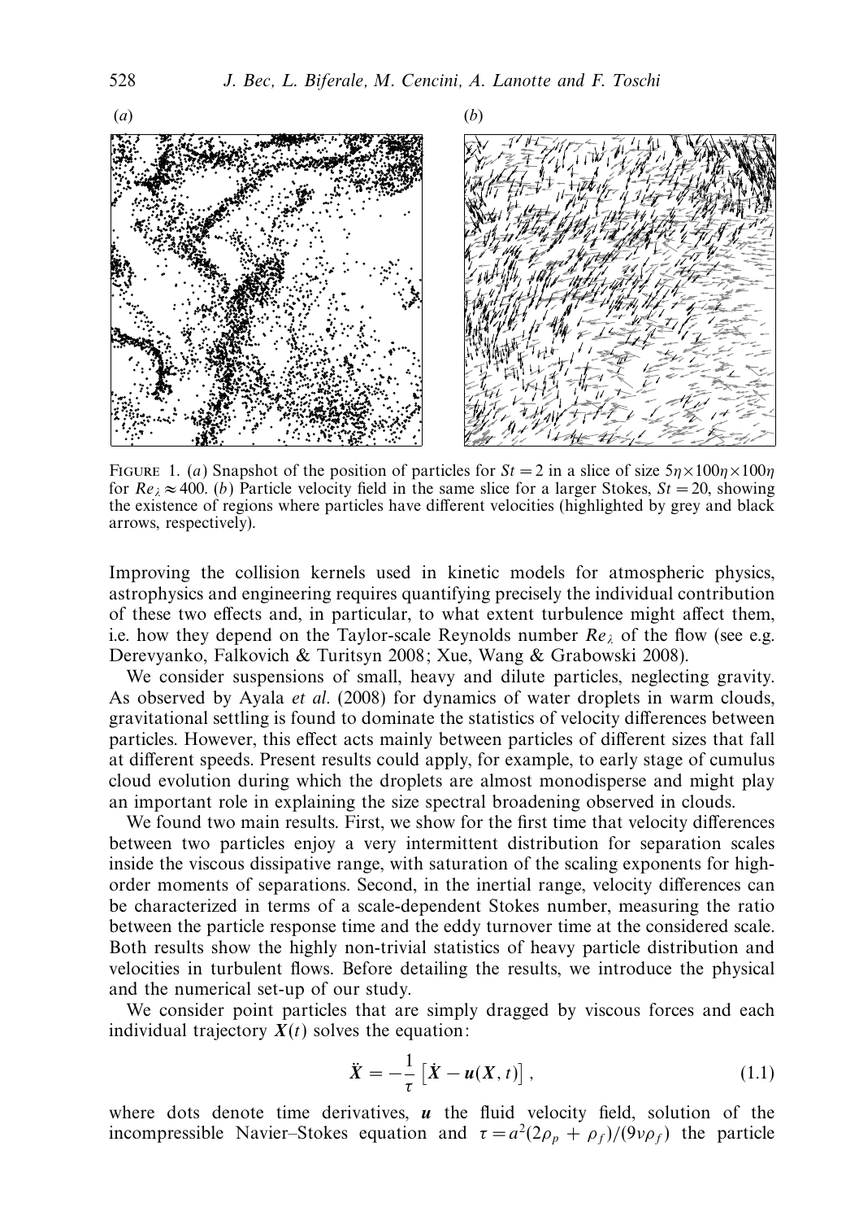FIGURE 1. (*a*) Snapshot of the position of particles for $St = 2$ in a slice of size $5\eta \times 100\eta \times 100\eta$ for $Re_\lambda \approx 400$. (*b*) Particle velocity field in the same slice for a larger Stokes, $St = 20$, showing the existence of regions where particles have different velocities (highlighted by grey and black arrows, respectively).

Improving the collision kernels used in kinetic models for atmospheric physics, astrophysics and engineering requires quantifying precisely the individual contribution of these two effects and, in particular, to what extent turbulence might affect them, i.e. how they depend on the Taylor-scale Reynolds number $Re_\lambda$ of the flow (see e.g. Derevyanko, Falkovich & Turitsyn 2008; Xue, Wang & Grabowski 2008).

We consider suspensions of small, heavy and dilute particles, neglecting gravity. As observed by Ayala *et al.* (2008) for dynamics of water droplets in warm clouds, gravitational settling is found to dominate the statistics of velocity differences between particles. However, this effect acts mainly between particles of different sizes that fall at different speeds. Present results could apply, for example, to early stage of cumulus cloud evolution during which the droplets are almost monodisperse and might play an important role in explaining the size spectral broadening observed in clouds.

We found two main results. First, we show for the first time that velocity differences between two particles enjoy a very intermittent distribution for separation scales inside the viscous dissipative range, with saturation of the scaling exponents for high-order moments of separations. Second, in the inertial range, velocity differences can be characterized in terms of a scale-dependent Stokes number, measuring the ratio between the particle response time and the eddy turnover time at the considered scale. Both results show the highly non-trivial statistics of heavy particle distribution and velocities in turbulent flows. Before detailing the results, we introduce the physical and the numerical set-up of our study.

We consider point particles that are simply dragged by viscous forces and each individual trajectory $\boldsymbol{X}(t)$ solves the equation:

$$\ddot{\boldsymbol{X}} = -\frac{1}{\tau}\left[\dot{\boldsymbol{X}} - \boldsymbol{u}(\boldsymbol{X}, t)\right], \tag{1.1}$$

where dots denote time derivatives, $\boldsymbol{u}$ the fluid velocity field, solution of the incompressible Navier–Stokes equation and $\tau = a^2(2\rho_p + \rho_f)/(9\nu\rho_f)$ the particle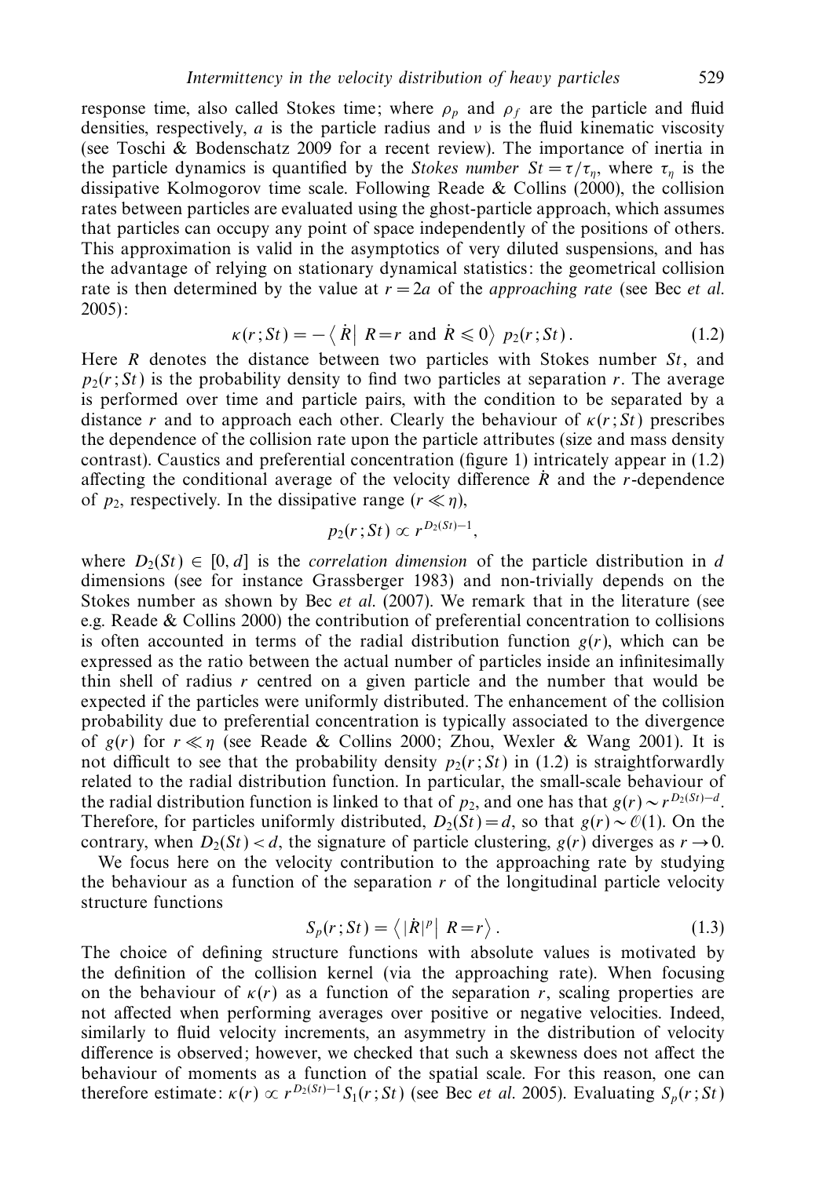response time, also called Stokes time; where $\rho_p$ and $\rho_f$ are the particle and fluid densities, respectively, $a$ is the particle radius and $\nu$ is the fluid kinematic viscosity (see Toschi & Bodenschatz 2009 for a recent review). The importance of inertia in the particle dynamics is quantified by the *Stokes number* $St = \tau/\tau_\eta$, where $\tau_\eta$ is the dissipative Kolmogorov time scale. Following Reade & Collins (2000), the collision rates between particles are evaluated using the ghost-particle approach, which assumes that particles can occupy any point of space independently of the positions of others. This approximation is valid in the asymptotics of very diluted suspensions, and has the advantage of relying on stationary dynamical statistics: the geometrical collision rate is then determined by the value at $r = 2a$ of the *approaching rate* (see Bec *et al.* 2005):

$$\kappa(r; St) = -\left\langle \dot{R} \middle| \, R = r \text{ and } \dot{R} \leqslant 0 \right\rangle \, p_2(r; St). \tag{1.2}$$

Here $R$ denotes the distance between two particles with Stokes number $St$, and $p_2(r; St)$ is the probability density to find two particles at separation $r$. The average is performed over time and particle pairs, with the condition to be separated by a distance $r$ and to approach each other. Clearly the behaviour of $\kappa(r; St)$ prescribes the dependence of the collision rate upon the particle attributes (size and mass density contrast). Caustics and preferential concentration (figure 1) intricately appear in (1.2) affecting the conditional average of the velocity difference $\dot{R}$ and the $r$-dependence of $p_2$, respectively. In the dissipative range ($r \ll \eta$),

$$p_2(r; St) \propto r^{D_2(St)-1},$$

where $D_2(St) \in [0, d]$ is the *correlation dimension* of the particle distribution in $d$ dimensions (see for instance Grassberger 1983) and non-trivially depends on the Stokes number as shown by Bec *et al.* (2007). We remark that in the literature (see e.g. Reade & Collins 2000) the contribution of preferential concentration to collisions is often accounted in terms of the radial distribution function $g(r)$, which can be expressed as the ratio between the actual number of particles inside an infinitesimally thin shell of radius $r$ centred on a given particle and the number that would be expected if the particles were uniformly distributed. The enhancement of the collision probability due to preferential concentration is typically associated to the divergence of $g(r)$ for $r \ll \eta$ (see Reade & Collins 2000; Zhou, Wexler & Wang 2001). It is not difficult to see that the probability density $p_2(r; St)$ in (1.2) is straightforwardly related to the radial distribution function. In particular, the small-scale behaviour of the radial distribution function is linked to that of $p_2$, and one has that $g(r) \sim r^{D_2(St)-d}$. Therefore, for particles uniformly distributed, $D_2(St) = d$, so that $g(r) \sim \mathcal{O}(1)$. On the contrary, when $D_2(St) < d$, the signature of particle clustering, $g(r)$ diverges as $r \to 0$.

We focus here on the velocity contribution to the approaching rate by studying the behaviour as a function of the separation $r$ of the longitudinal particle velocity structure functions

$$S_p(r; St) = \left\langle |\dot{R}|^p \middle| \, R = r \right\rangle. \tag{1.3}$$

The choice of defining structure functions with absolute values is motivated by the definition of the collision kernel (via the approaching rate). When focusing on the behaviour of $\kappa(r)$ as a function of the separation $r$, scaling properties are not affected when performing averages over positive or negative velocities. Indeed, similarly to fluid velocity increments, an asymmetry in the distribution of velocity difference is observed; however, we checked that such a skewness does not affect the behaviour of moments as a function of the spatial scale. For this reason, one can therefore estimate: $\kappa(r) \propto r^{D_2(St)-1} S_1(r; St)$ (see Bec *et al.* 2005). Evaluating $S_p(r; St)$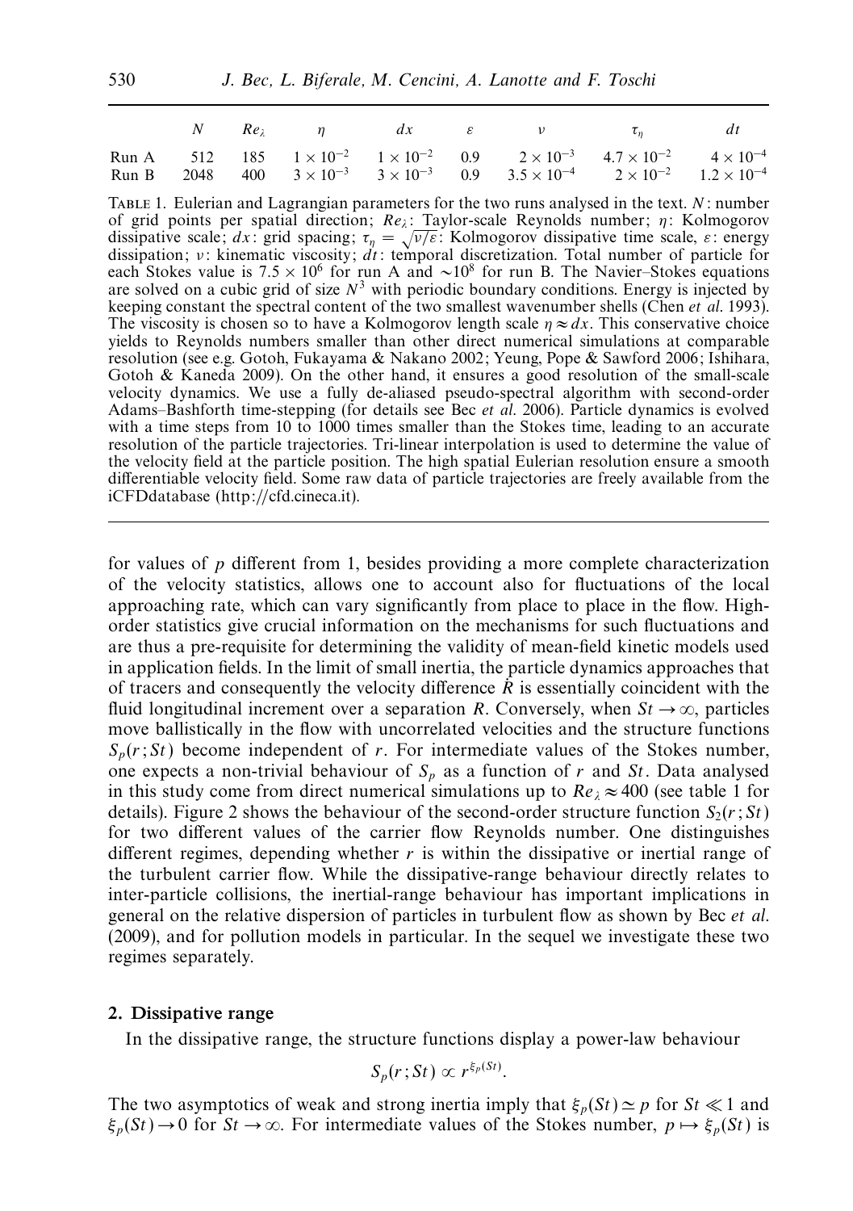|  | $N$ | $Re_\lambda$ | $\eta$ | $dx$ | $\varepsilon$ | $\nu$ | $\tau_\eta$ | $dt$ |
|---|---|---|---|---|---|---|---|---|
| Run A | 512 | 185 | $1\times10^{-2}$ | $1\times10^{-2}$ | 0.9 | $2\times10^{-3}$ | $4.7\times10^{-2}$ | $4\times10^{-4}$ |
| Run B | 2048 | 400 | $3\times10^{-3}$ | $3\times10^{-3}$ | 0.9 | $3.5\times10^{-4}$ | $2\times10^{-2}$ | $1.2\times10^{-4}$ |

TABLE 1. Eulerian and Lagrangian parameters for the two runs analysed in the text. $N$: number of grid points per spatial direction; $Re_\lambda$: Taylor-scale Reynolds number; $\eta$: Kolmogorov dissipative scale; $dx$: grid spacing; $\tau_\eta = \sqrt{\nu/\varepsilon}$: Kolmogorov dissipative time scale, $\varepsilon$: energy dissipation; $\nu$: kinematic viscosity; $dt$: temporal discretization. Total number of particle for each Stokes value is $7.5\times10^6$ for run A and $\sim10^8$ for run B. The Navier–Stokes equations are solved on a cubic grid of size $N^3$ with periodic boundary conditions. Energy is injected by keeping constant the spectral content of the two smallest wavenumber shells (Chen *et al.* 1993). The viscosity is chosen so to have a Kolmogorov length scale $\eta \approx dx$. This conservative choice yields to Reynolds numbers smaller than other direct numerical simulations at comparable resolution (see e.g. Gotoh, Fukayama & Nakano 2002; Yeung, Pope & Sawford 2006; Ishihara, Gotoh & Kaneda 2009). On the other hand, it ensures a good resolution of the small-scale velocity dynamics. We use a fully de-aliased pseudo-spectral algorithm with second-order Adams–Bashforth time-stepping (for details see Bec *et al.* 2006). Particle dynamics is evolved with a time steps from 10 to 1000 times smaller than the Stokes time, leading to an accurate resolution of the particle trajectories. Tri-linear interpolation is used to determine the value of the velocity field at the particle position. The high spatial Eulerian resolution ensure a smooth differentiable velocity field. Some raw data of particle trajectories are freely available from the iCFDdatabase (http://cfd.cineca.it).

for values of $p$ different from 1, besides providing a more complete characterization of the velocity statistics, allows one to account also for fluctuations of the local approaching rate, which can vary significantly from place to place in the flow. High-order statistics give crucial information on the mechanisms for such fluctuations and are thus a pre-requisite for determining the validity of mean-field kinetic models used in application fields. In the limit of small inertia, the particle dynamics approaches that of tracers and consequently the velocity difference $\dot{R}$ is essentially coincident with the fluid longitudinal increment over a separation $R$. Conversely, when $St \to \infty$, particles move ballistically in the flow with uncorrelated velocities and the structure functions $S_p(r\,;St)$ become independent of $r$. For intermediate values of the Stokes number, one expects a non-trivial behaviour of $S_p$ as a function of $r$ and $St$. Data analysed in this study come from direct numerical simulations up to $Re_\lambda \approx 400$ (see table 1 for details). Figure 2 shows the behaviour of the second-order structure function $S_2(r\,;St)$ for two different values of the carrier flow Reynolds number. One distinguishes different regimes, depending whether $r$ is within the dissipative or inertial range of the turbulent carrier flow. While the dissipative-range behaviour directly relates to inter-particle collisions, the inertial-range behaviour has important implications in general on the relative dispersion of particles in turbulent flow as shown by Bec *et al.* (2009), and for pollution models in particular. In the sequel we investigate these two regimes separately.

## 2. Dissipative range

In the dissipative range, the structure functions display a power-law behaviour

$$S_p(r\,;St) \propto r^{\xi_p(St)}.$$

The two asymptotics of weak and strong inertia imply that $\xi_p(St) \simeq p$ for $St \ll 1$ and $\xi_p(St) \to 0$ for $St \to \infty$. For intermediate values of the Stokes number, $p \mapsto \xi_p(St)$ is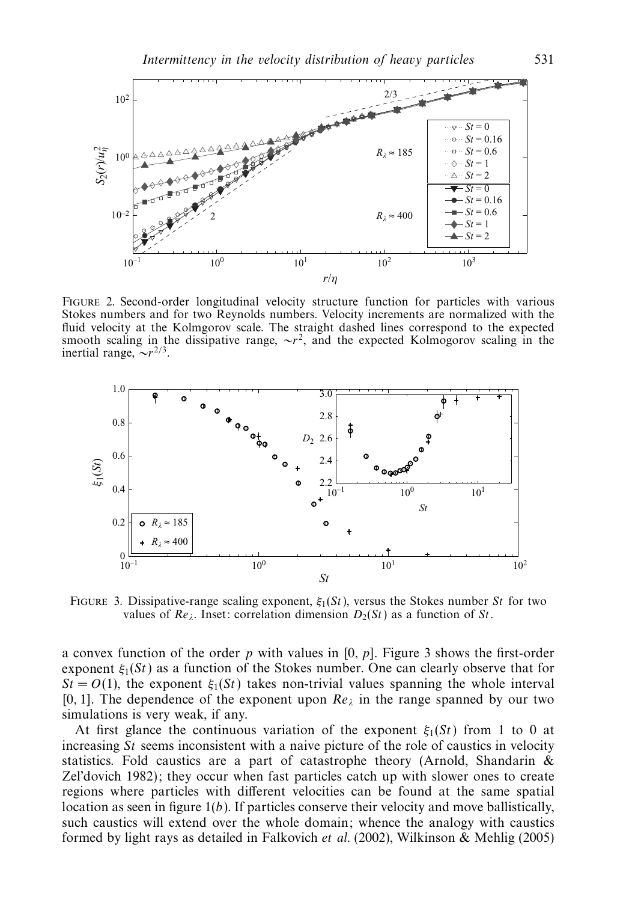FIGURE 2. Second-order longitudinal velocity structure function for particles with various Stokes numbers and for two Reynolds numbers. Velocity increments are normalized with the fluid velocity at the Kolmgorov scale. The straight dashed lines correspond to the expected smooth scaling in the dissipative range, $\sim r^2$, and the expected Kolmogorov scaling in the inertial range, $\sim r^{2/3}$.

FIGURE 3. Dissipative-range scaling exponent, $\xi_1(St)$, versus the Stokes number $St$ for two values of $Re_\lambda$. Inset: correlation dimension $D_2(St)$ as a function of $St$.

a convex function of the order $p$ with values in $[0, p]$. Figure 3 shows the first-order exponent $\xi_1(St)$ as a function of the Stokes number. One can clearly observe that for $St = O(1)$, the exponent $\xi_1(St)$ takes non-trivial values spanning the whole interval $[0, 1]$. The dependence of the exponent upon $Re_\lambda$ in the range spanned by our two simulations is very weak, if any.

At first glance the continuous variation of the exponent $\xi_1(St)$ from 1 to 0 at increasing $St$ seems inconsistent with a naive picture of the role of caustics in velocity statistics. Fold caustics are a part of catastrophe theory (Arnold, Shandarin & Zel'dovich 1982); they occur when fast particles catch up with slower ones to create regions where particles with different velocities can be found at the same spatial location as seen in figure 1(*b*). If particles conserve their velocity and move ballistically, such caustics will extend over the whole domain; whence the analogy with caustics formed by light rays as detailed in Falkovich *et al.* (2002), Wilkinson & Mehlig (2005)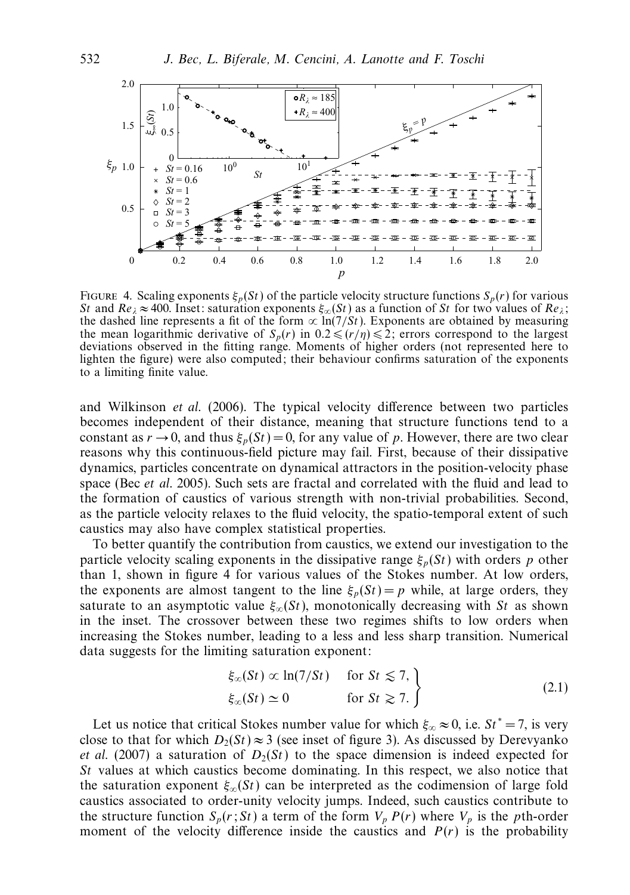FIGURE 4. Scaling exponents $\xi_p(St)$ of the particle velocity structure functions $S_p(r)$ for various $St$ and $Re_\lambda \approx 400$. Inset: saturation exponents $\xi_\infty(St)$ as a function of $St$ for two values of $Re_\lambda$; the dashed line represents a fit of the form $\propto \ln(7/St)$. Exponents are obtained by measuring the mean logarithmic derivative of $S_p(r)$ in $0.2 \leqslant (r/\eta) \leqslant 2$; errors correspond to the largest deviations observed in the fitting range. Moments of higher orders (not represented here to lighten the figure) were also computed; their behaviour confirms saturation of the exponents to a limiting finite value.

and Wilkinson *et al.* (2006). The typical velocity difference between two particles becomes independent of their distance, meaning that structure functions tend to a constant as $r \to 0$, and thus $\xi_p(St) = 0$, for any value of $p$. However, there are two clear reasons why this continuous-field picture may fail. First, because of their dissipative dynamics, particles concentrate on dynamical attractors in the position-velocity phase space (Bec *et al.* 2005). Such sets are fractal and correlated with the fluid and lead to the formation of caustics of various strength with non-trivial probabilities. Second, as the particle velocity relaxes to the fluid velocity, the spatio-temporal extent of such caustics may also have complex statistical properties.

To better quantify the contribution from caustics, we extend our investigation to the particle velocity scaling exponents in the dissipative range $\xi_p(St)$ with orders $p$ other than 1, shown in figure 4 for various values of the Stokes number. At low orders, the exponents are almost tangent to the line $\xi_p(St) = p$ while, at large orders, they saturate to an asymptotic value $\xi_\infty(St)$, monotonically decreasing with $St$ as shown in the inset. The crossover between these two regimes shifts to low orders when increasing the Stokes number, leading to a less and less sharp transition. Numerical data suggests for the limiting saturation exponent:

$$
\left.
\begin{aligned}
\xi_\infty(St) &\propto \ln(7/St) \quad \text{for } St \lesssim 7, \\
\xi_\infty(St) &\simeq 0 \qquad\qquad \text{for } St \gtrsim 7.
\end{aligned}
\right\}
\tag{2.1}
$$

Let us notice that critical Stokes number value for which $\xi_\infty \approx 0$, i.e. $St^* = 7$, is very close to that for which $D_2(St) \approx 3$ (see inset of figure 3). As discussed by Derevyanko *et al.* (2007) a saturation of $D_2(St)$ to the space dimension is indeed expected for $St$ values at which caustics become dominating. In this respect, we also notice that the saturation exponent $\xi_\infty(St)$ can be interpreted as the codimension of large fold caustics associated to order-unity velocity jumps. Indeed, such caustics contribute to the structure function $S_p(r; St)$ a term of the form $V_p\, P(r)$ where $V_p$ is the $p$th-order moment of the velocity difference inside the caustics and $P(r)$ is the probability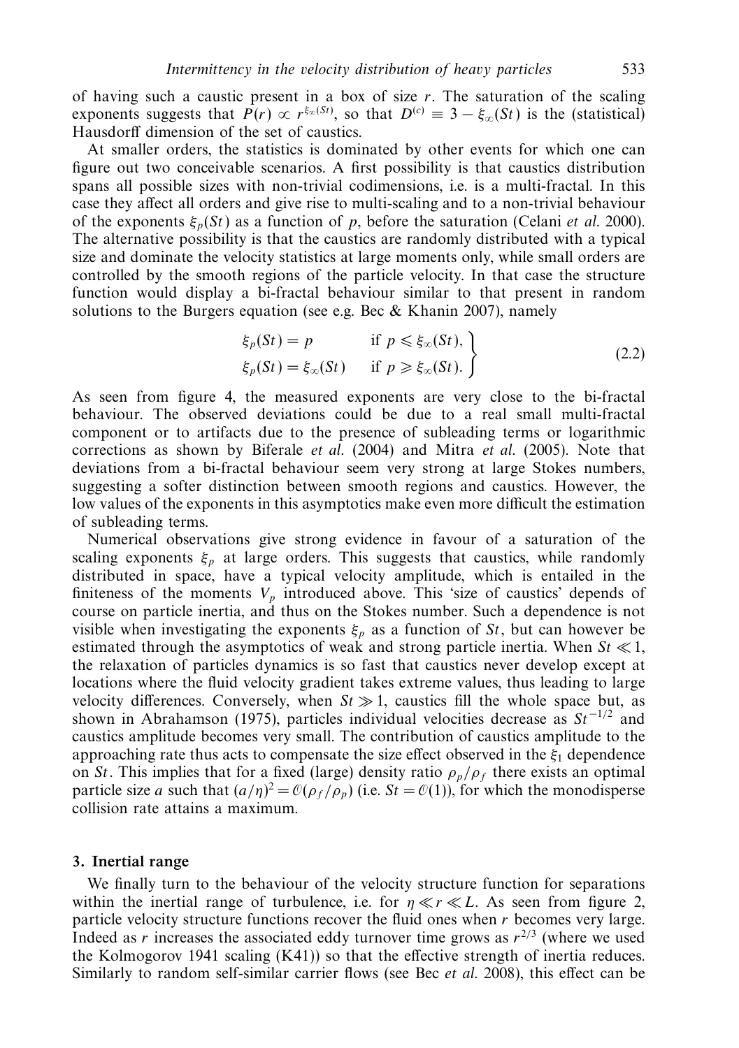of having such a caustic present in a box of size $r$. The saturation of the scaling exponents suggests that $P(r) \propto r^{\xi_\infty(St)}$, so that $D^{(c)} \equiv 3 - \xi_\infty(St)$ is the (statistical) Hausdorff dimension of the set of caustics.

At smaller orders, the statistics is dominated by other events for which one can figure out two conceivable scenarios. A first possibility is that caustics distribution spans all possible sizes with non-trivial codimensions, i.e. is a multi-fractal. In this case they affect all orders and give rise to multi-scaling and to a non-trivial behaviour of the exponents $\xi_p(St)$ as a function of $p$, before the saturation (Celani *et al.* 2000). The alternative possibility is that the caustics are randomly distributed with a typical size and dominate the velocity statistics at large moments only, while small orders are controlled by the smooth regions of the particle velocity. In that case the structure function would display a bi-fractal behaviour similar to that present in random solutions to the Burgers equation (see e.g. Bec & Khanin 2007), namely

$$
\left.
\begin{aligned}
\xi_p(St) &= p \qquad &&\text{if } p \leqslant \xi_\infty(St), \\
\xi_p(St) &= \xi_\infty(St) \qquad &&\text{if } p \geqslant \xi_\infty(St).
\end{aligned}
\right\} \tag{2.2}
$$

As seen from figure 4, the measured exponents are very close to the bi-fractal behaviour. The observed deviations could be due to a real small multi-fractal component or to artifacts due to the presence of subleading terms or logarithmic corrections as shown by Biferale *et al.* (2004) and Mitra *et al.* (2005). Note that deviations from a bi-fractal behaviour seem very strong at large Stokes numbers, suggesting a softer distinction between smooth regions and caustics. However, the low values of the exponents in this asymptotics make even more difficult the estimation of subleading terms.

Numerical observations give strong evidence in favour of a saturation of the scaling exponents $\xi_p$ at large orders. This suggests that caustics, while randomly distributed in space, have a typical velocity amplitude, which is entailed in the finiteness of the moments $V_p$ introduced above. This 'size of caustics' depends of course on particle inertia, and thus on the Stokes number. Such a dependence is not visible when investigating the exponents $\xi_p$ as a function of $St$, but can however be estimated through the asymptotics of weak and strong particle inertia. When $St \ll 1$, the relaxation of particles dynamics is so fast that caustics never develop except at locations where the fluid velocity gradient takes extreme values, thus leading to large velocity differences. Conversely, when $St \gg 1$, caustics fill the whole space but, as shown in Abrahamson (1975), particles individual velocities decrease as $St^{-1/2}$ and caustics amplitude becomes very small. The contribution of caustics amplitude to the approaching rate thus acts to compensate the size effect observed in the $\xi_1$ dependence on $St$. This implies that for a fixed (large) density ratio $\rho_p/\rho_f$ there exists an optimal particle size $a$ such that $(a/\eta)^2 = \mathcal{O}(\rho_f/\rho_p)$ (i.e. $St = \mathcal{O}(1)$), for which the monodisperse collision rate attains a maximum.

## 3. Inertial range

We finally turn to the behaviour of the velocity structure function for separations within the inertial range of turbulence, i.e. for $\eta \ll r \ll L$. As seen from figure 2, particle velocity structure functions recover the fluid ones when $r$ becomes very large. Indeed as $r$ increases the associated eddy turnover time grows as $r^{2/3}$ (where we used the Kolmogorov 1941 scaling (K41)) so that the effective strength of inertia reduces. Similarly to random self-similar carrier flows (see Bec *et al.* 2008), this effect can be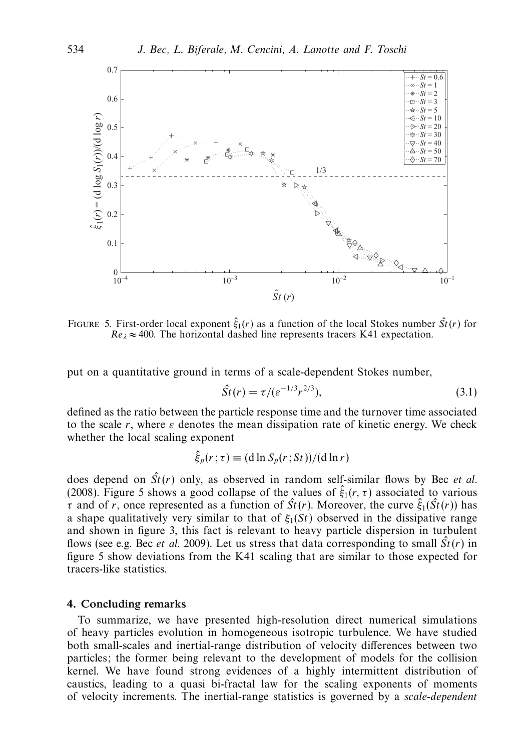FIGURE 5. First-order local exponent $\hat{\xi}_1(r)$ as a function of the local Stokes number $\hat{St}(r)$ for $Re_\lambda \approx 400$. The horizontal dashed line represents tracers K41 expectation.

put on a quantitative ground in terms of a scale-dependent Stokes number,

$$\hat{St}(r) = \tau/(\varepsilon^{-1/3} r^{2/3}), \tag{3.1}$$

defined as the ratio between the particle response time and the turnover time associated to the scale $r$, where $\varepsilon$ denotes the mean dissipation rate of kinetic energy. We check whether the local scaling exponent

$$\hat{\xi}_p(r;\tau) \equiv (\mathrm{d}\ln S_p(r;St))/(\mathrm{d}\ln r)$$

does depend on $\hat{St}(r)$ only, as observed in random self-similar flows by Bec *et al.* (2008). Figure 5 shows a good collapse of the values of $\hat{\xi}_1(r,\tau)$ associated to various $\tau$ and of $r$, once represented as a function of $\hat{St}(r)$. Moreover, the curve $\hat{\xi}_1(\hat{St}(r))$ has a shape qualitatively very similar to that of $\xi_1(St)$ observed in the dissipative range and shown in figure 3, this fact is relevant to heavy particle dispersion in turbulent flows (see e.g. Bec *et al.* 2009). Let us stress that data corresponding to small $\hat{St}(r)$ in figure 5 show deviations from the K41 scaling that are similar to those expected for tracers-like statistics.

## 4. Concluding remarks

To summarize, we have presented high-resolution direct numerical simulations of heavy particles evolution in homogeneous isotropic turbulence. We have studied both small-scales and inertial-range distribution of velocity differences between two particles; the former being relevant to the development of models for the collision kernel. We have found strong evidences of a highly intermittent distribution of caustics, leading to a quasi bi-fractal law for the scaling exponents of moments of velocity increments. The inertial-range statistics is governed by a *scale-dependent*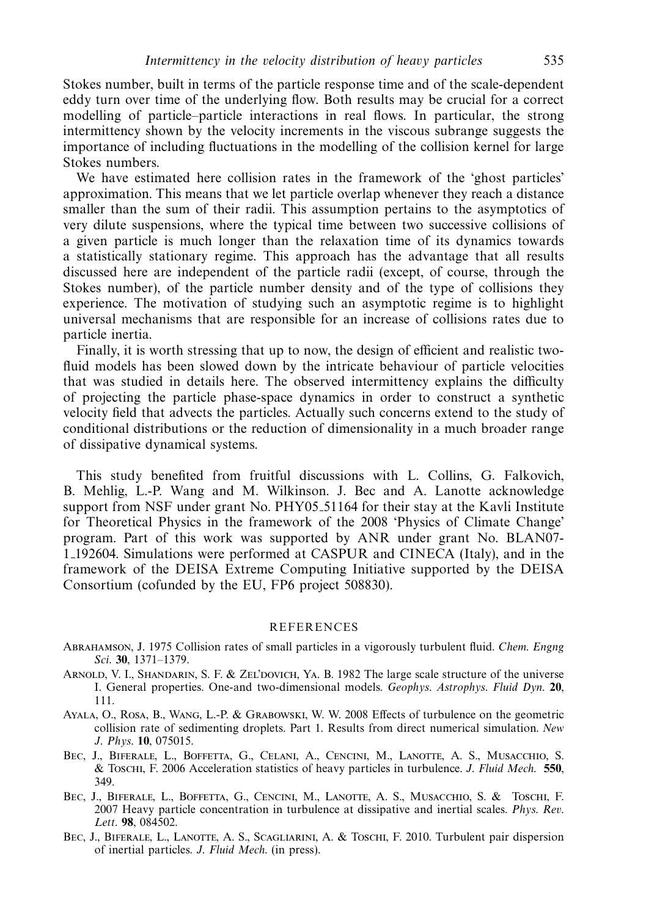Stokes number, built in terms of the particle response time and of the scale-dependent eddy turn over time of the underlying flow. Both results may be crucial for a correct modelling of particle–particle interactions in real flows. In particular, the strong intermittency shown by the velocity increments in the viscous subrange suggests the importance of including fluctuations in the modelling of the collision kernel for large Stokes numbers.

We have estimated here collision rates in the framework of the 'ghost particles' approximation. This means that we let particle overlap whenever they reach a distance smaller than the sum of their radii. This assumption pertains to the asymptotics of very dilute suspensions, where the typical time between two successive collisions of a given particle is much longer than the relaxation time of its dynamics towards a statistically stationary regime. This approach has the advantage that all results discussed here are independent of the particle radii (except, of course, through the Stokes number), of the particle number density and of the type of collisions they experience. The motivation of studying such an asymptotic regime is to highlight universal mechanisms that are responsible for an increase of collisions rates due to particle inertia.

Finally, it is worth stressing that up to now, the design of efficient and realistic two-fluid models has been slowed down by the intricate behaviour of particle velocities that was studied in details here. The observed intermittency explains the difficulty of projecting the particle phase-space dynamics in order to construct a synthetic velocity field that advects the particles. Actually such concerns extend to the study of conditional distributions or the reduction of dimensionality in a much broader range of dissipative dynamical systems.

This study benefited from fruitful discussions with L. Collins, G. Falkovich, B. Mehlig, L.-P. Wang and M. Wilkinson. J. Bec and A. Lanotte acknowledge support from NSF under grant No. PHY05_51164 for their stay at the Kavli Institute for Theoretical Physics in the framework of the 2008 'Physics of Climate Change' program. Part of this work was supported by ANR under grant No. BLAN07-1_192604. Simulations were performed at CASPUR and CINECA (Italy), and in the framework of the DEISA Extreme Computing Initiative supported by the DEISA Consortium (cofunded by the EU, FP6 project 508830).

## REFERENCES

Abrahamson, J. 1975 Collision rates of small particles in a vigorously turbulent fluid. *Chem. Engng Sci.* **30**, 1371–1379.

Arnold, V. I., Shandarin, S. F. & Zel'dovich, Ya. B. 1982 The large scale structure of the universe I. General properties. One-and two-dimensional models. *Geophys. Astrophys. Fluid Dyn.* **20**, 111.

Ayala, O., Rosa, B., Wang, L.-P. & Grabowski, W. W. 2008 Effects of turbulence on the geometric collision rate of sedimenting droplets. Part 1. Results from direct numerical simulation. *New J. Phys.* **10**, 075015.

Bec, J., Biferale, L., Boffetta, G., Celani, A., Cencini, M., Lanotte, A. S., Musacchio, S. & Toschi, F. 2006 Acceleration statistics of heavy particles in turbulence. *J. Fluid Mech.* **550**, 349.

Bec, J., Biferale, L., Boffetta, G., Cencini, M., Lanotte, A. S., Musacchio, S. & Toschi, F. 2007 Heavy particle concentration in turbulence at dissipative and inertial scales. *Phys. Rev. Lett.* **98**, 084502.

Bec, J., Biferale, L., Lanotte, A. S., Scagliarini, A. & Toschi, F. 2010. Turbulent pair dispersion of inertial particles. *J. Fluid Mech.* (in press).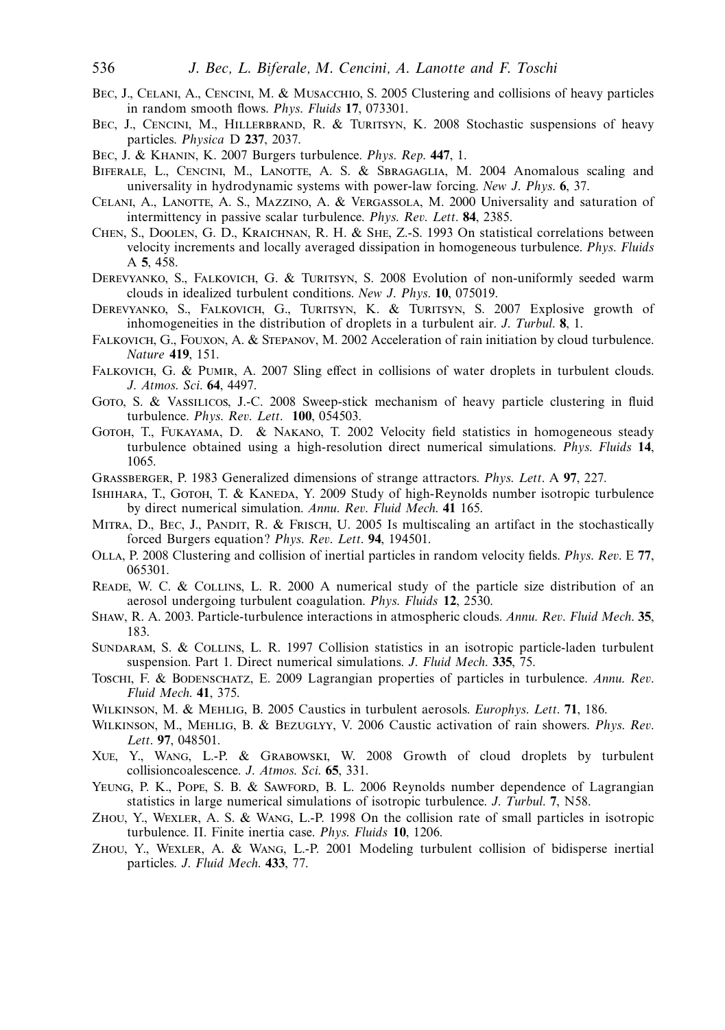Bec, J., Celani, A., Cencini, M. & Musacchio, S. 2005 Clustering and collisions of heavy particles in random smooth flows. *Phys. Fluids* **17**, 073301.

Bec, J., Cencini, M., Hillerbrand, R. & Turitsyn, K. 2008 Stochastic suspensions of heavy particles. *Physica* D **237**, 2037.

Bec, J. & Khanin, K. 2007 Burgers turbulence. *Phys. Rep.* **447**, 1.

Biferale, L., Cencini, M., Lanotte, A. S. & Sbragaglia, M. 2004 Anomalous scaling and universality in hydrodynamic systems with power-law forcing. *New J. Phys.* **6**, 37.

Celani, A., Lanotte, A. S., Mazzino, A. & Vergassola, M. 2000 Universality and saturation of intermittency in passive scalar turbulence. *Phys. Rev. Lett.* **84**, 2385.

Chen, S., Doolen, G. D., Kraichnan, R. H. & She, Z.-S. 1993 On statistical correlations between velocity increments and locally averaged dissipation in homogeneous turbulence. *Phys. Fluids* A **5**, 458.

Derevyanko, S., Falkovich, G. & Turitsyn, S. 2008 Evolution of non-uniformly seeded warm clouds in idealized turbulent conditions. *New J. Phys.* **10**, 075019.

Derevyanko, S., Falkovich, G., Turitsyn, K. & Turitsyn, S. 2007 Explosive growth of inhomogeneities in the distribution of droplets in a turbulent air. *J. Turbul.* **8**, 1.

Falkovich, G., Fouxon, A. & Stepanov, M. 2002 Acceleration of rain initiation by cloud turbulence. *Nature* **419**, 151.

Falkovich, G. & Pumir, A. 2007 Sling effect in collisions of water droplets in turbulent clouds. *J. Atmos. Sci.* **64**, 4497.

Goto, S. & Vassilicos, J.-C. 2008 Sweep-stick mechanism of heavy particle clustering in fluid turbulence. *Phys. Rev. Lett.* **100**, 054503.

Gotoh, T., Fukayama, D. & Nakano, T. 2002 Velocity field statistics in homogeneous steady turbulence obtained using a high-resolution direct numerical simulations. *Phys. Fluids* **14**, 1065.

Grassberger, P. 1983 Generalized dimensions of strange attractors. *Phys. Lett.* A **97**, 227.

Ishihara, T., Gotoh, T. & Kaneda, Y. 2009 Study of high-Reynolds number isotropic turbulence by direct numerical simulation. *Annu. Rev. Fluid Mech.* **41** 165.

Mitra, D., Bec, J., Pandit, R. & Frisch, U. 2005 Is multiscaling an artifact in the stochastically forced Burgers equation? *Phys. Rev. Lett.* **94**, 194501.

Olla, P. 2008 Clustering and collision of inertial particles in random velocity fields. *Phys. Rev.* E **77**, 065301.

Reade, W. C. & Collins, L. R. 2000 A numerical study of the particle size distribution of an aerosol undergoing turbulent coagulation. *Phys. Fluids* **12**, 2530.

Shaw, R. A. 2003. Particle-turbulence interactions in atmospheric clouds. *Annu. Rev. Fluid Mech.* **35**, 183.

Sundaram, S. & Collins, L. R. 1997 Collision statistics in an isotropic particle-laden turbulent suspension. Part 1. Direct numerical simulations. *J. Fluid Mech.* **335**, 75.

Toschi, F. & Bodenschatz, E. 2009 Lagrangian properties of particles in turbulence. *Annu. Rev. Fluid Mech.* **41**, 375.

Wilkinson, M. & Mehlig, B. 2005 Caustics in turbulent aerosols. *Europhys. Lett.* **71**, 186.

Wilkinson, M., Mehlig, B. & Bezuglyy, V. 2006 Caustic activation of rain showers. *Phys. Rev. Lett.* **97**, 048501.

Xue, Y., Wang, L.-P. & Grabowski, W. 2008 Growth of cloud droplets by turbulent collisioncoalescence. *J. Atmos. Sci.* **65**, 331.

Yeung, P. K., Pope, S. B. & Sawford, B. L. 2006 Reynolds number dependence of Lagrangian statistics in large numerical simulations of isotropic turbulence. *J. Turbul.* **7**, N58.

Zhou, Y., Wexler, A. S. & Wang, L.-P. 1998 On the collision rate of small particles in isotropic turbulence. II. Finite inertia case. *Phys. Fluids* **10**, 1206.

Zhou, Y., Wexler, A. & Wang, L.-P. 2001 Modeling turbulent collision of bidisperse inertial particles. *J. Fluid Mech.* **433**, 77.